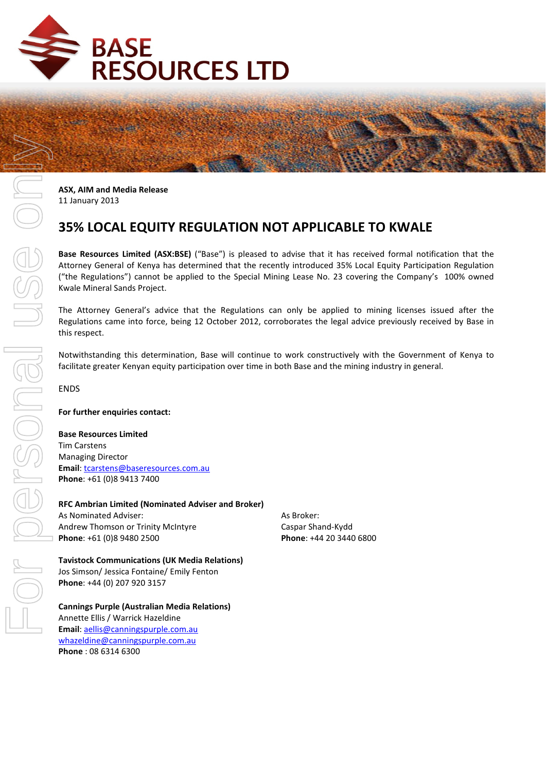# BASE RESOURCES LTD

**ASX, AIM and Media Release**
11 January 2013

## 35% LOCAL EQUITY REGULATION NOT APPLICABLE TO KWALE

**Base Resources Limited (ASX:BSE)** ("Base") is pleased to advise that it has received formal notification that the Attorney General of Kenya has determined that the recently introduced 35% Local Equity Participation Regulation ("the Regulations") cannot be applied to the Special Mining Lease No. 23 covering the Company's 100% owned Kwale Mineral Sands Project.

The Attorney General's advice that the Regulations can only be applied to mining licenses issued after the Regulations came into force, being 12 October 2012, corroborates the legal advice previously received by Base in this respect.

Notwithstanding this determination, Base will continue to work constructively with the Government of Kenya to facilitate greater Kenyan equity participation over time in both Base and the mining industry in general.

ENDS

**For further enquiries contact:**

**Base Resources Limited**
Tim Carstens
Managing Director
**Email**: tcarstens@baseresources.com.au
**Phone**: +61 (0)8 9413 7400

**RFC Ambrian Limited (Nominated Adviser and Broker)**
As Nominated Adviser:
Andrew Thomson or Trinity McIntyre
**Phone**: +61 (0)8 9480 2500

As Broker:
Caspar Shand-Kydd
**Phone**: +44 20 3440 6800

**Tavistock Communications (UK Media Relations)**
Jos Simson/ Jessica Fontaine/ Emily Fenton
**Phone**: +44 (0) 207 920 3157

**Cannings Purple (Australian Media Relations)**
Annette Ellis / Warrick Hazeldine
**Email**: aellis@canningspurple.com.au
whazeldine@canningspurple.com.au
**Phone** : 08 6314 6300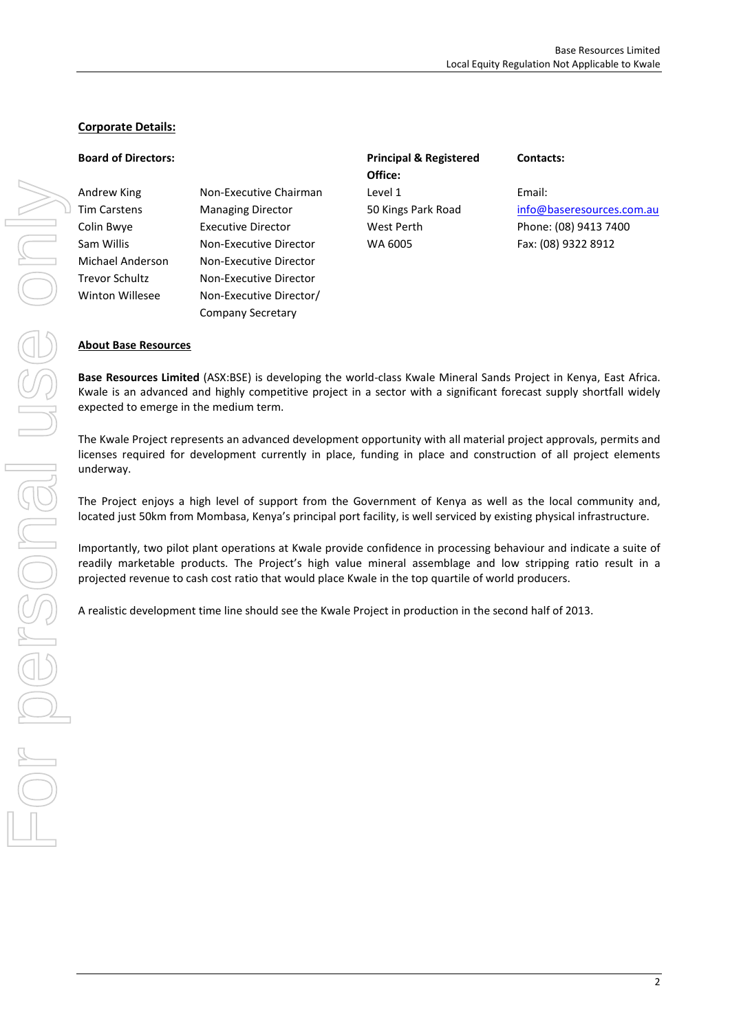**Corporate Details:**

**Board of Directors:**

| | |
|---|---|
| Andrew King | Non-Executive Chairman |
| Tim Carstens | Managing Director |
| Colin Bwye | Executive Director |
| Sam Willis | Non-Executive Director |
| Michael Anderson | Non-Executive Director |
| Trevor Schultz | Non-Executive Director |
| Winton Willesee | Non-Executive Director/ Company Secretary |

**Principal & Registered Office:**

Level 1
50 Kings Park Road
West Perth
WA 6005

**Contacts:**

Email:
info@baseresources.com.au
Phone: (08) 9413 7400
Fax: (08) 9322 8912

**About Base Resources**

**Base Resources Limited** (ASX:BSE) is developing the world-class Kwale Mineral Sands Project in Kenya, East Africa. Kwale is an advanced and highly competitive project in a sector with a significant forecast supply shortfall widely expected to emerge in the medium term.

The Kwale Project represents an advanced development opportunity with all material project approvals, permits and licenses required for development currently in place, funding in place and construction of all project elements underway.

The Project enjoys a high level of support from the Government of Kenya as well as the local community and, located just 50km from Mombasa, Kenya's principal port facility, is well serviced by existing physical infrastructure.

Importantly, two pilot plant operations at Kwale provide confidence in processing behaviour and indicate a suite of readily marketable products. The Project's high value mineral assemblage and low stripping ratio result in a projected revenue to cash cost ratio that would place Kwale in the top quartile of world producers.

A realistic development time line should see the Kwale Project in production in the second half of 2013.